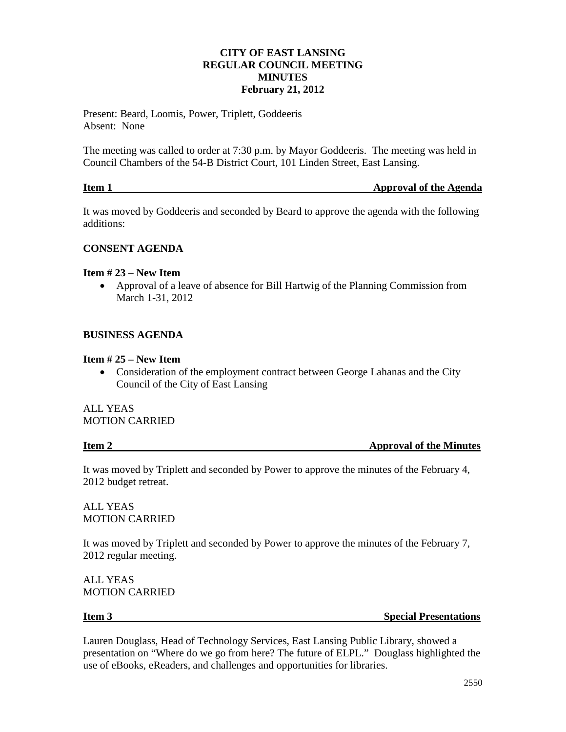# CITY OF EAST LANSING
## REGULAR COUNCIL MEETING
## MINUTES
## February 21, 2012

Present: Beard, Loomis, Power, Triplett, Goddeeris
Absent: None

The meeting was called to order at 7:30 p.m. by Mayor Goddeeris. The meeting was held in Council Chambers of the 54-B District Court, 101 Linden Street, East Lansing.

**Item 1 — Approval of the Agenda**

It was moved by Goddeeris and seconded by Beard to approve the agenda with the following additions:

**CONSENT AGENDA**

**Item # 23 – New Item**

- Approval of a leave of absence for Bill Hartwig of the Planning Commission from March 1-31, 2012

**BUSINESS AGENDA**

**Item # 25 – New Item**

- Consideration of the employment contract between George Lahanas and the City Council of the City of East Lansing

ALL YEAS
MOTION CARRIED

**Item 2 — Approval of the Minutes**

It was moved by Triplett and seconded by Power to approve the minutes of the February 4, 2012 budget retreat.

ALL YEAS
MOTION CARRIED

It was moved by Triplett and seconded by Power to approve the minutes of the February 7, 2012 regular meeting.

ALL YEAS
MOTION CARRIED

**Item 3 — Special Presentations**

Lauren Douglass, Head of Technology Services, East Lansing Public Library, showed a presentation on "Where do we go from here? The future of ELPL." Douglass highlighted the use of eBooks, eReaders, and challenges and opportunities for libraries.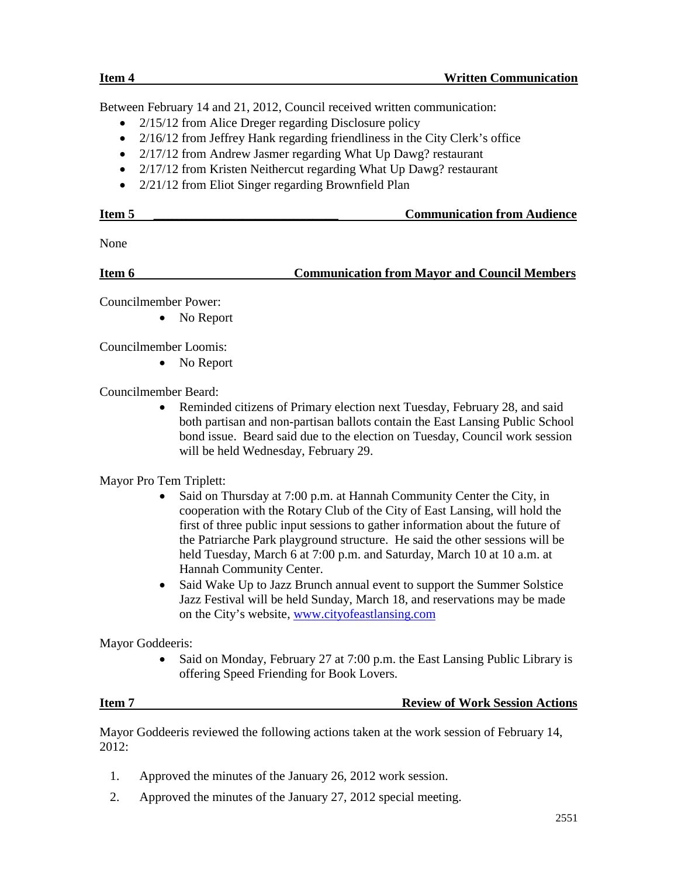## Item 4 — Written Communication

Between February 14 and 21, 2012, Council received written communication:

- 2/15/12 from Alice Dreger regarding Disclosure policy
- 2/16/12 from Jeffrey Hank regarding friendliness in the City Clerk's office
- 2/17/12 from Andrew Jasmer regarding What Up Dawg? restaurant
- 2/17/12 from Kristen Neithercut regarding What Up Dawg? restaurant
- 2/21/12 from Eliot Singer regarding Brownfield Plan

## Item 5 — Communication from Audience

None

## Item 6 — Communication from Mayor and Council Members

Councilmember Power:

- No Report

Councilmember Loomis:

- No Report

Councilmember Beard:

- Reminded citizens of Primary election next Tuesday, February 28, and said both partisan and non-partisan ballots contain the East Lansing Public School bond issue. Beard said due to the election on Tuesday, Council work session will be held Wednesday, February 29.

Mayor Pro Tem Triplett:

- Said on Thursday at 7:00 p.m. at Hannah Community Center the City, in cooperation with the Rotary Club of the City of East Lansing, will hold the first of three public input sessions to gather information about the future of the Patriarche Park playground structure. He said the other sessions will be held Tuesday, March 6 at 7:00 p.m. and Saturday, March 10 at 10 a.m. at Hannah Community Center.
- Said Wake Up to Jazz Brunch annual event to support the Summer Solstice Jazz Festival will be held Sunday, March 18, and reservations may be made on the City's website, [www.cityofeastlansing.com](www.cityofeastlansing.com)

Mayor Goddeeris:

- Said on Monday, February 27 at 7:00 p.m. the East Lansing Public Library is offering Speed Friending for Book Lovers.

## Item 7 — Review of Work Session Actions

Mayor Goddeeris reviewed the following actions taken at the work session of February 14, 2012:

1. Approved the minutes of the January 26, 2012 work session.
2. Approved the minutes of the January 27, 2012 special meeting.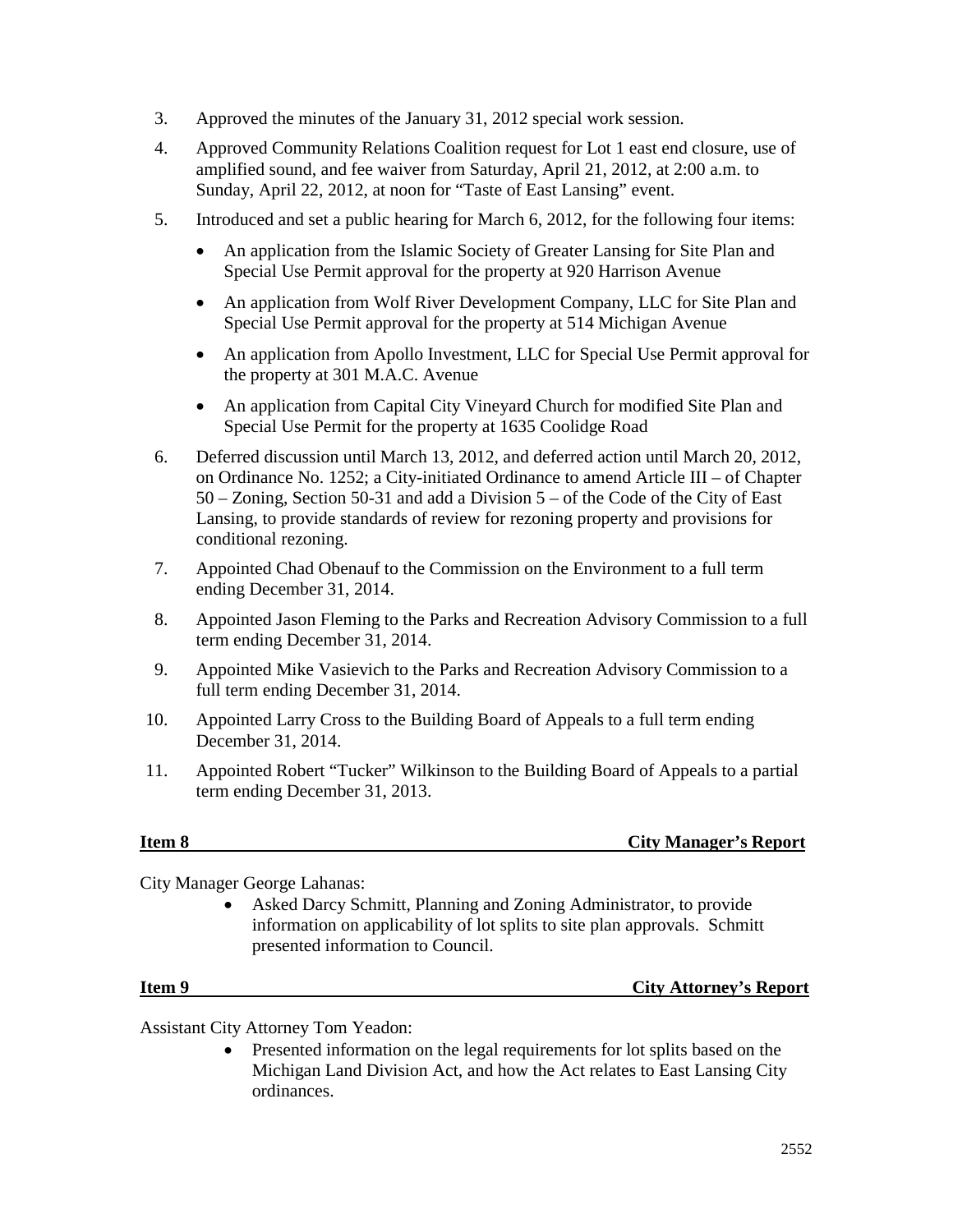3. Approved the minutes of the January 31, 2012 special work session.
4. Approved Community Relations Coalition request for Lot 1 east end closure, use of amplified sound, and fee waiver from Saturday, April 21, 2012, at 2:00 a.m. to Sunday, April 22, 2012, at noon for "Taste of East Lansing" event.
5. Introduced and set a public hearing for March 6, 2012, for the following four items:
   - An application from the Islamic Society of Greater Lansing for Site Plan and Special Use Permit approval for the property at 920 Harrison Avenue
   - An application from Wolf River Development Company, LLC for Site Plan and Special Use Permit approval for the property at 514 Michigan Avenue
   - An application from Apollo Investment, LLC for Special Use Permit approval for the property at 301 M.A.C. Avenue
   - An application from Capital City Vineyard Church for modified Site Plan and Special Use Permit for the property at 1635 Coolidge Road
6. Deferred discussion until March 13, 2012, and deferred action until March 20, 2012, on Ordinance No. 1252; a City-initiated Ordinance to amend Article III – of Chapter 50 – Zoning, Section 50-31 and add a Division 5 – of the Code of the City of East Lansing, to provide standards of review for rezoning property and provisions for conditional rezoning.
7. Appointed Chad Obenauf to the Commission on the Environment to a full term ending December 31, 2014.
8. Appointed Jason Fleming to the Parks and Recreation Advisory Commission to a full term ending December 31, 2014.
9. Appointed Mike Vasievich to the Parks and Recreation Advisory Commission to a full term ending December 31, 2014.
10. Appointed Larry Cross to the Building Board of Appeals to a full term ending December 31, 2014.
11. Appointed Robert "Tucker" Wilkinson to the Building Board of Appeals to a partial term ending December 31, 2013.

**Item 8 — City Manager's Report**

City Manager George Lahanas:

- Asked Darcy Schmitt, Planning and Zoning Administrator, to provide information on applicability of lot splits to site plan approvals. Schmitt presented information to Council.

**Item 9 — City Attorney's Report**

Assistant City Attorney Tom Yeadon:

- Presented information on the legal requirements for lot splits based on the Michigan Land Division Act, and how the Act relates to East Lansing City ordinances.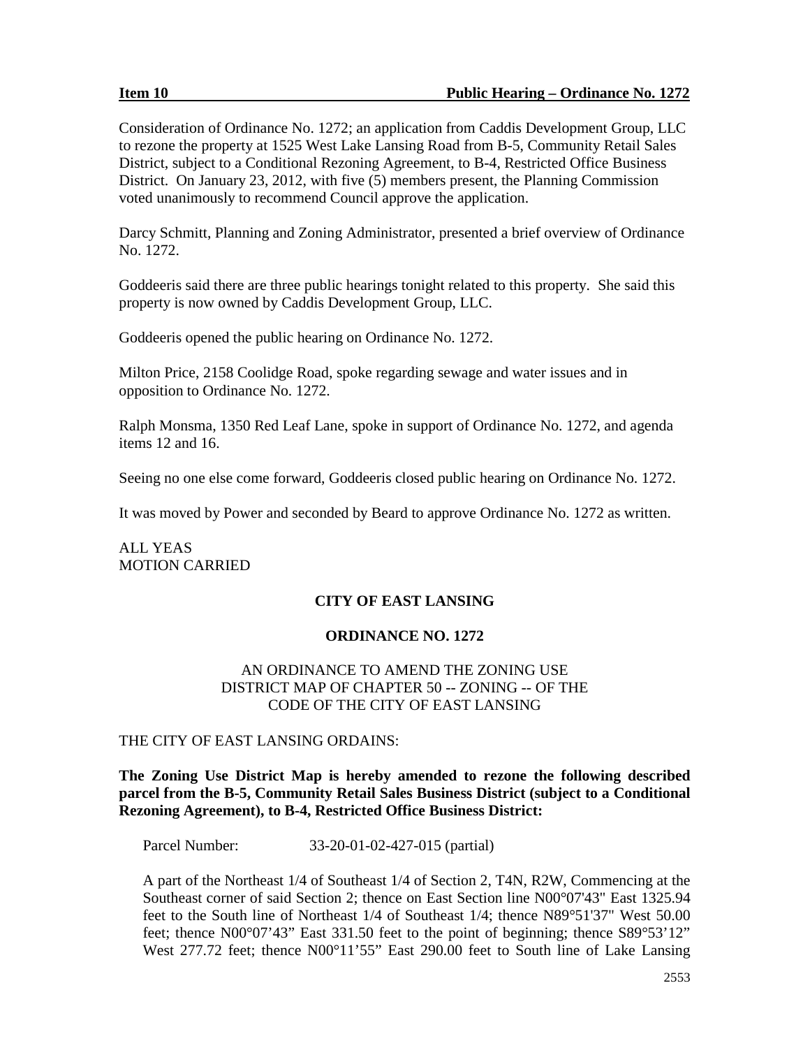**Item 10 Public Hearing – Ordinance No. 1272**

Consideration of Ordinance No. 1272; an application from Caddis Development Group, LLC to rezone the property at 1525 West Lake Lansing Road from B-5, Community Retail Sales District, subject to a Conditional Rezoning Agreement, to B-4, Restricted Office Business District. On January 23, 2012, with five (5) members present, the Planning Commission voted unanimously to recommend Council approve the application.

Darcy Schmitt, Planning and Zoning Administrator, presented a brief overview of Ordinance No. 1272.

Goddeeris said there are three public hearings tonight related to this property. She said this property is now owned by Caddis Development Group, LLC.

Goddeeris opened the public hearing on Ordinance No. 1272.

Milton Price, 2158 Coolidge Road, spoke regarding sewage and water issues and in opposition to Ordinance No. 1272.

Ralph Monsma, 1350 Red Leaf Lane, spoke in support of Ordinance No. 1272, and agenda items 12 and 16.

Seeing no one else come forward, Goddeeris closed public hearing on Ordinance No. 1272.

It was moved by Power and seconded by Beard to approve Ordinance No. 1272 as written.

ALL YEAS
MOTION CARRIED

**CITY OF EAST LANSING**

**ORDINANCE NO. 1272**

AN ORDINANCE TO AMEND THE ZONING USE DISTRICT MAP OF CHAPTER 50 -- ZONING -- OF THE CODE OF THE CITY OF EAST LANSING

THE CITY OF EAST LANSING ORDAINS:

**The Zoning Use District Map is hereby amended to rezone the following described parcel from the B-5, Community Retail Sales Business District (subject to a Conditional Rezoning Agreement), to B-4, Restricted Office Business District:**

Parcel Number: 33-20-01-02-427-015 (partial)

A part of the Northeast 1/4 of Southeast 1/4 of Section 2, T4N, R2W, Commencing at the Southeast corner of said Section 2; thence on East Section line N00°07'43" East 1325.94 feet to the South line of Northeast 1/4 of Southeast 1/4; thence N89°51'37" West 50.00 feet; thence N00°07'43" East 331.50 feet to the point of beginning; thence S89°53'12" West 277.72 feet; thence N00°11'55" East 290.00 feet to South line of Lake Lansing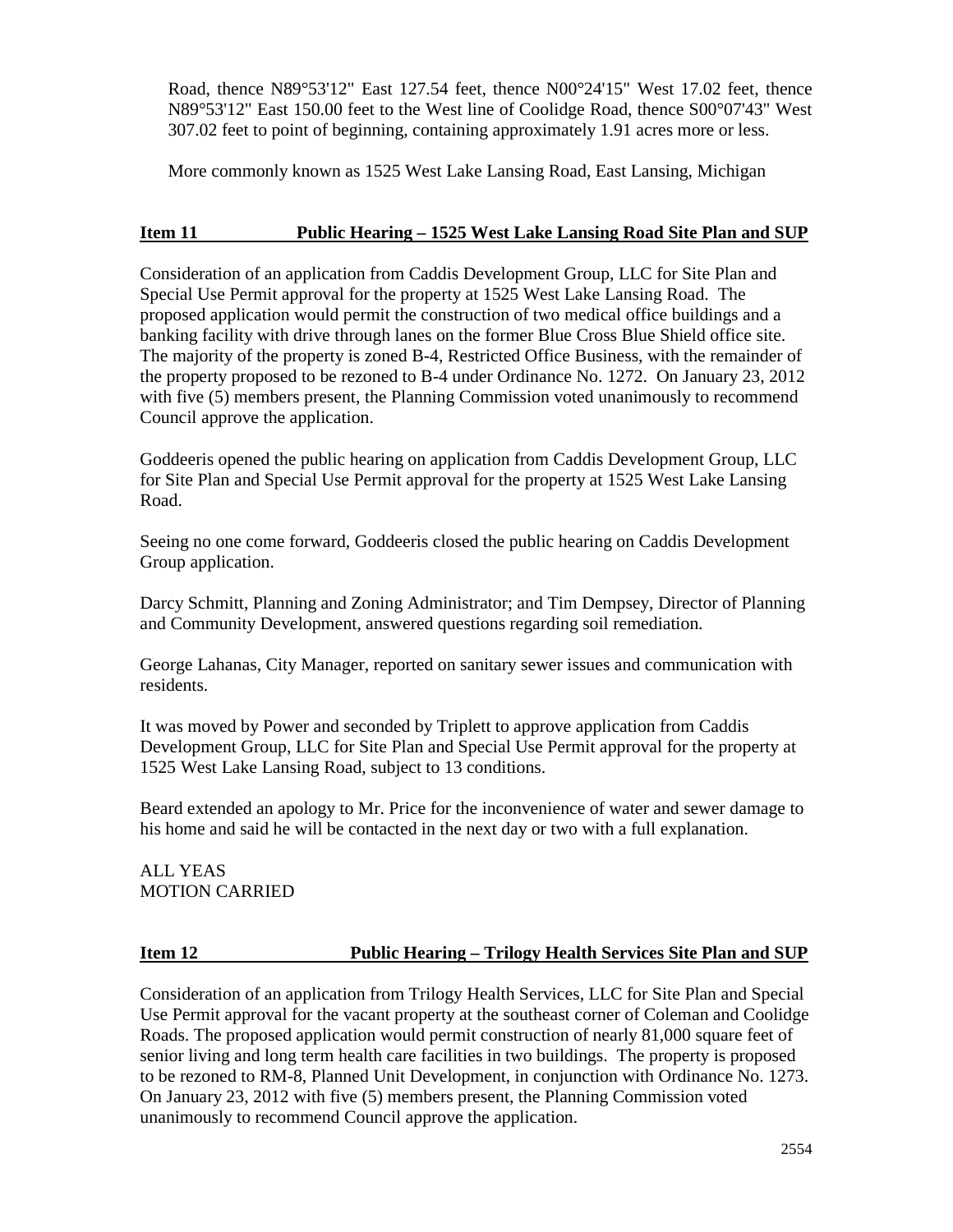Road, thence N89°53'12" East 127.54 feet, thence N00°24'15" West 17.02 feet, thence N89°53'12" East 150.00 feet to the West line of Coolidge Road, thence S00°07'43" West 307.02 feet to point of beginning, containing approximately 1.91 acres more or less.

More commonly known as 1525 West Lake Lansing Road, East Lansing, Michigan

**Item 11 Public Hearing – 1525 West Lake Lansing Road Site Plan and SUP**

Consideration of an application from Caddis Development Group, LLC for Site Plan and Special Use Permit approval for the property at 1525 West Lake Lansing Road. The proposed application would permit the construction of two medical office buildings and a banking facility with drive through lanes on the former Blue Cross Blue Shield office site. The majority of the property is zoned B-4, Restricted Office Business, with the remainder of the property proposed to be rezoned to B-4 under Ordinance No. 1272. On January 23, 2012 with five (5) members present, the Planning Commission voted unanimously to recommend Council approve the application.

Goddeeris opened the public hearing on application from Caddis Development Group, LLC for Site Plan and Special Use Permit approval for the property at 1525 West Lake Lansing Road.

Seeing no one come forward, Goddeeris closed the public hearing on Caddis Development Group application.

Darcy Schmitt, Planning and Zoning Administrator; and Tim Dempsey, Director of Planning and Community Development, answered questions regarding soil remediation.

George Lahanas, City Manager, reported on sanitary sewer issues and communication with residents.

It was moved by Power and seconded by Triplett to approve application from Caddis Development Group, LLC for Site Plan and Special Use Permit approval for the property at 1525 West Lake Lansing Road, subject to 13 conditions.

Beard extended an apology to Mr. Price for the inconvenience of water and sewer damage to his home and said he will be contacted in the next day or two with a full explanation.

ALL YEAS
MOTION CARRIED

**Item 12 Public Hearing – Trilogy Health Services Site Plan and SUP**

Consideration of an application from Trilogy Health Services, LLC for Site Plan and Special Use Permit approval for the vacant property at the southeast corner of Coleman and Coolidge Roads. The proposed application would permit construction of nearly 81,000 square feet of senior living and long term health care facilities in two buildings. The property is proposed to be rezoned to RM-8, Planned Unit Development, in conjunction with Ordinance No. 1273. On January 23, 2012 with five (5) members present, the Planning Commission voted unanimously to recommend Council approve the application.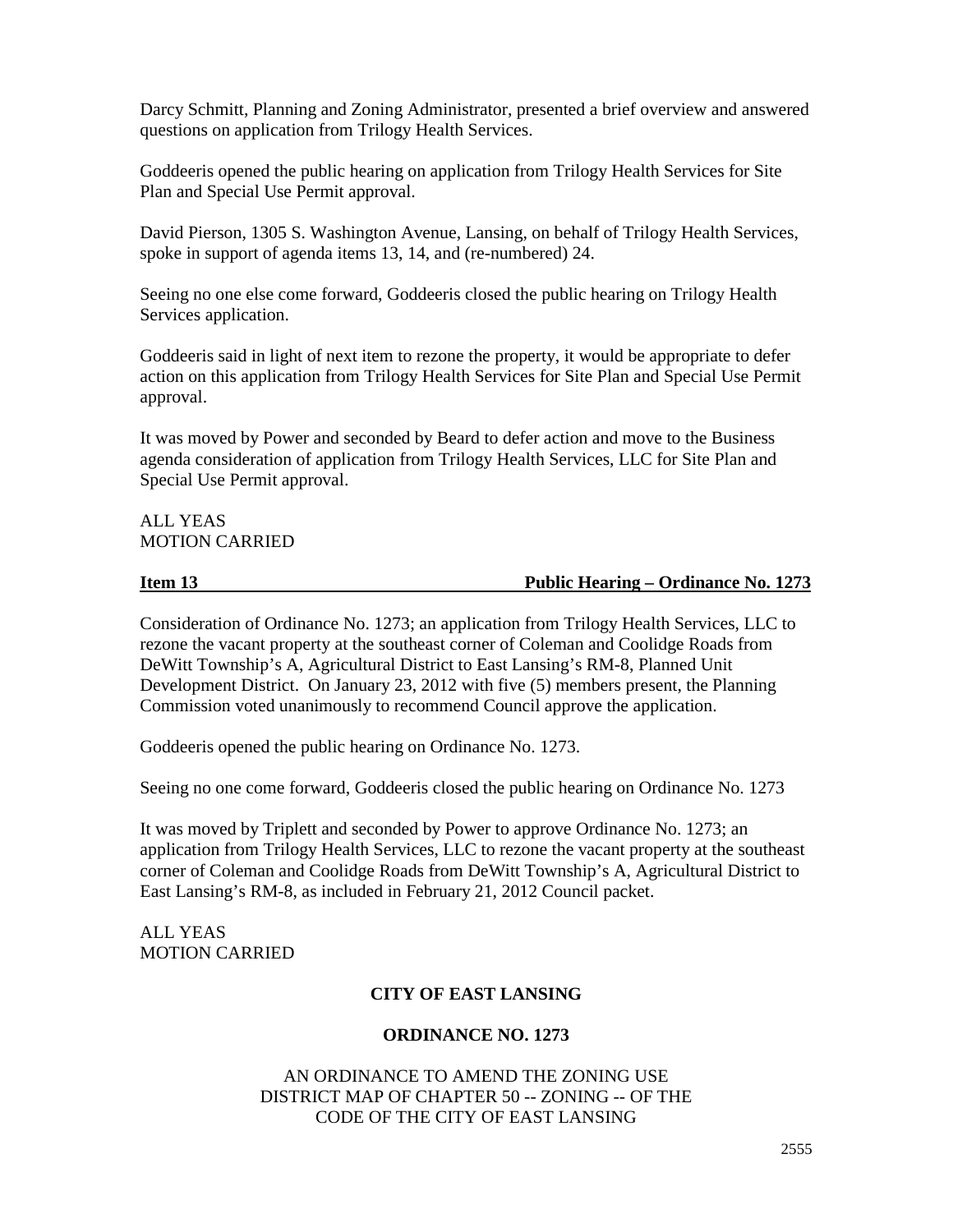Darcy Schmitt, Planning and Zoning Administrator, presented a brief overview and answered questions on application from Trilogy Health Services.

Goddeeris opened the public hearing on application from Trilogy Health Services for Site Plan and Special Use Permit approval.

David Pierson, 1305 S. Washington Avenue, Lansing, on behalf of Trilogy Health Services, spoke in support of agenda items 13, 14, and (re-numbered) 24.

Seeing no one else come forward, Goddeeris closed the public hearing on Trilogy Health Services application.

Goddeeris said in light of next item to rezone the property, it would be appropriate to defer action on this application from Trilogy Health Services for Site Plan and Special Use Permit approval.

It was moved by Power and seconded by Beard to defer action and move to the Business agenda consideration of application from Trilogy Health Services, LLC for Site Plan and Special Use Permit approval.

ALL YEAS
MOTION CARRIED

**Item 13 Public Hearing – Ordinance No. 1273**

Consideration of Ordinance No. 1273; an application from Trilogy Health Services, LLC to rezone the vacant property at the southeast corner of Coleman and Coolidge Roads from DeWitt Township's A, Agricultural District to East Lansing's RM-8, Planned Unit Development District. On January 23, 2012 with five (5) members present, the Planning Commission voted unanimously to recommend Council approve the application.

Goddeeris opened the public hearing on Ordinance No. 1273.

Seeing no one come forward, Goddeeris closed the public hearing on Ordinance No. 1273

It was moved by Triplett and seconded by Power to approve Ordinance No. 1273; an application from Trilogy Health Services, LLC to rezone the vacant property at the southeast corner of Coleman and Coolidge Roads from DeWitt Township's A, Agricultural District to East Lansing's RM-8, as included in February 21, 2012 Council packet.

ALL YEAS
MOTION CARRIED

**CITY OF EAST LANSING**

**ORDINANCE NO. 1273**

AN ORDINANCE TO AMEND THE ZONING USE DISTRICT MAP OF CHAPTER 50 -- ZONING -- OF THE CODE OF THE CITY OF EAST LANSING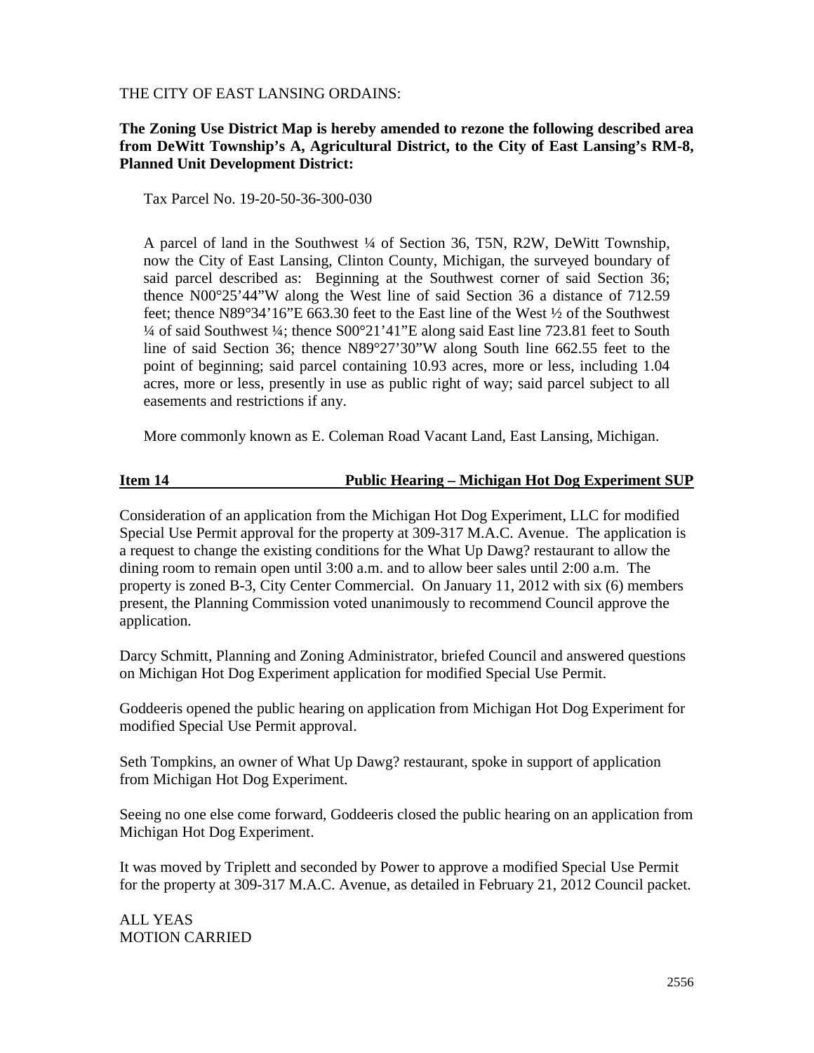THE CITY OF EAST LANSING ORDAINS:

**The Zoning Use District Map is hereby amended to rezone the following described area from DeWitt Township's A, Agricultural District, to the City of East Lansing's RM-8, Planned Unit Development District:**

Tax Parcel No. 19-20-50-36-300-030

A parcel of land in the Southwest ¼ of Section 36, T5N, R2W, DeWitt Township, now the City of East Lansing, Clinton County, Michigan, the surveyed boundary of said parcel described as: Beginning at the Southwest corner of said Section 36; thence N00°25'44"W along the West line of said Section 36 a distance of 712.59 feet; thence N89°34'16"E 663.30 feet to the East line of the West ½ of the Southwest ¼ of said Southwest ¼; thence S00°21'41"E along said East line 723.81 feet to South line of said Section 36; thence N89°27'30"W along South line 662.55 feet to the point of beginning; said parcel containing 10.93 acres, more or less, including 1.04 acres, more or less, presently in use as public right of way; said parcel subject to all easements and restrictions if any.

More commonly known as E. Coleman Road Vacant Land, East Lansing, Michigan.

**Item 14 — Public Hearing – Michigan Hot Dog Experiment SUP**

Consideration of an application from the Michigan Hot Dog Experiment, LLC for modified Special Use Permit approval for the property at 309-317 M.A.C. Avenue. The application is a request to change the existing conditions for the What Up Dawg? restaurant to allow the dining room to remain open until 3:00 a.m. and to allow beer sales until 2:00 a.m. The property is zoned B-3, City Center Commercial. On January 11, 2012 with six (6) members present, the Planning Commission voted unanimously to recommend Council approve the application.

Darcy Schmitt, Planning and Zoning Administrator, briefed Council and answered questions on Michigan Hot Dog Experiment application for modified Special Use Permit.

Goddeeris opened the public hearing on application from Michigan Hot Dog Experiment for modified Special Use Permit approval.

Seth Tompkins, an owner of What Up Dawg? restaurant, spoke in support of application from Michigan Hot Dog Experiment.

Seeing no one else come forward, Goddeeris closed the public hearing on an application from Michigan Hot Dog Experiment.

It was moved by Triplett and seconded by Power to approve a modified Special Use Permit for the property at 309-317 M.A.C. Avenue, as detailed in February 21, 2012 Council packet.

ALL YEAS
MOTION CARRIED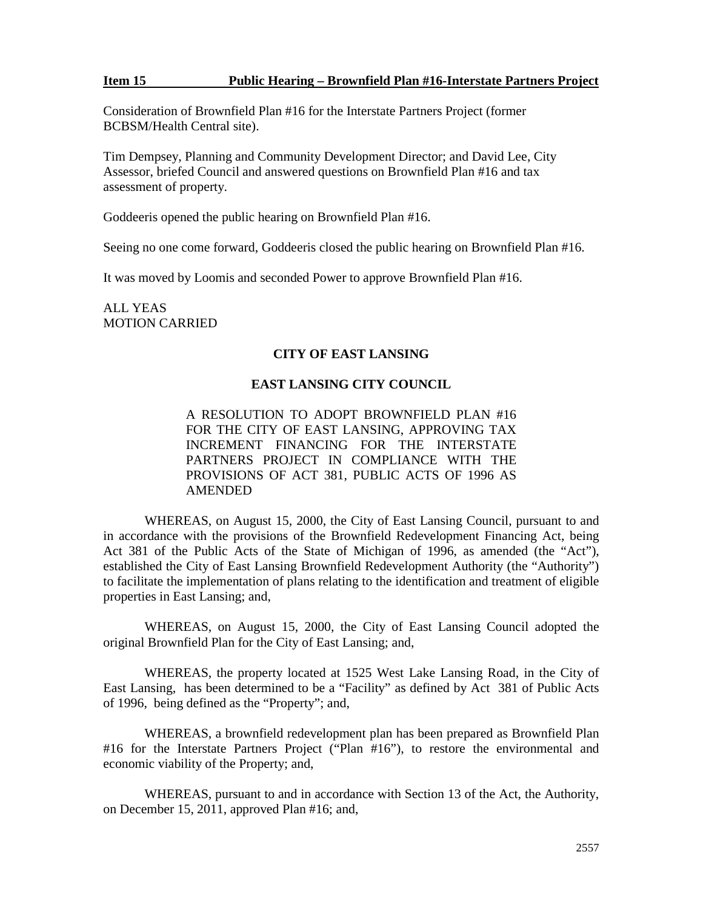**Item 15 Public Hearing – Brownfield Plan #16-Interstate Partners Project**

Consideration of Brownfield Plan #16 for the Interstate Partners Project (former BCBSM/Health Central site).

Tim Dempsey, Planning and Community Development Director; and David Lee, City Assessor, briefed Council and answered questions on Brownfield Plan #16 and tax assessment of property.

Goddeeris opened the public hearing on Brownfield Plan #16.

Seeing no one come forward, Goddeeris closed the public hearing on Brownfield Plan #16.

It was moved by Loomis and seconded Power to approve Brownfield Plan #16.

ALL YEAS
MOTION CARRIED

**CITY OF EAST LANSING**

**EAST LANSING CITY COUNCIL**

A RESOLUTION TO ADOPT BROWNFIELD PLAN #16 FOR THE CITY OF EAST LANSING, APPROVING TAX INCREMENT FINANCING FOR THE INTERSTATE PARTNERS PROJECT IN COMPLIANCE WITH THE PROVISIONS OF ACT 381, PUBLIC ACTS OF 1996 AS AMENDED

WHEREAS, on August 15, 2000, the City of East Lansing Council, pursuant to and in accordance with the provisions of the Brownfield Redevelopment Financing Act, being Act 381 of the Public Acts of the State of Michigan of 1996, as amended (the "Act"), established the City of East Lansing Brownfield Redevelopment Authority (the "Authority") to facilitate the implementation of plans relating to the identification and treatment of eligible properties in East Lansing; and,

WHEREAS, on August 15, 2000, the City of East Lansing Council adopted the original Brownfield Plan for the City of East Lansing; and,

WHEREAS, the property located at 1525 West Lake Lansing Road, in the City of East Lansing, has been determined to be a "Facility" as defined by Act 381 of Public Acts of 1996, being defined as the "Property"; and,

WHEREAS, a brownfield redevelopment plan has been prepared as Brownfield Plan #16 for the Interstate Partners Project ("Plan #16"), to restore the environmental and economic viability of the Property; and,

WHEREAS, pursuant to and in accordance with Section 13 of the Act, the Authority, on December 15, 2011, approved Plan #16; and,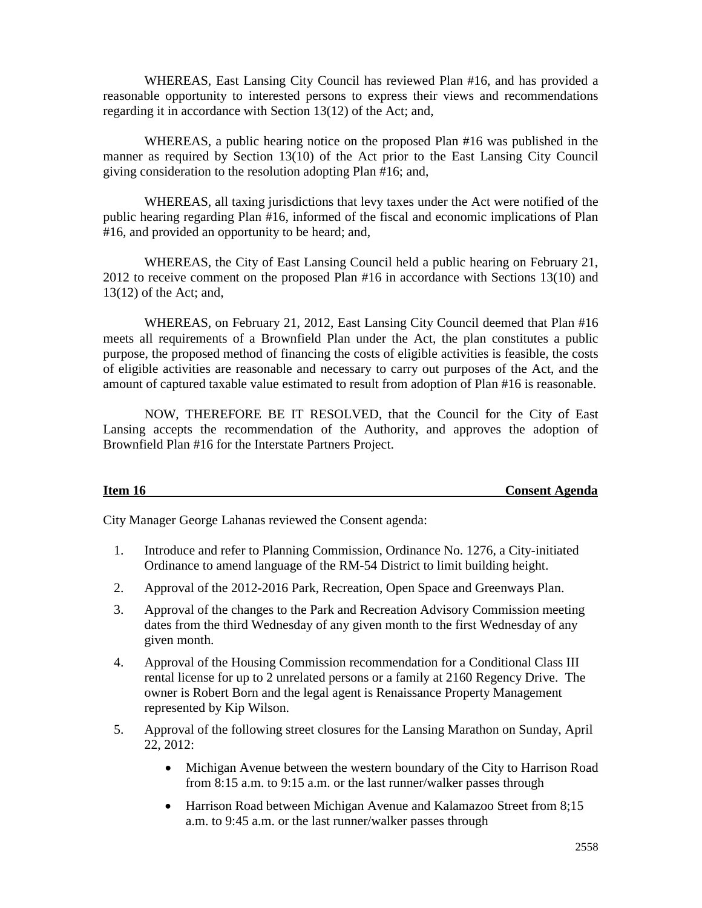WHEREAS, East Lansing City Council has reviewed Plan #16, and has provided a reasonable opportunity to interested persons to express their views and recommendations regarding it in accordance with Section 13(12) of the Act; and,

WHEREAS, a public hearing notice on the proposed Plan #16 was published in the manner as required by Section 13(10) of the Act prior to the East Lansing City Council giving consideration to the resolution adopting Plan #16; and,

WHEREAS, all taxing jurisdictions that levy taxes under the Act were notified of the public hearing regarding Plan #16, informed of the fiscal and economic implications of Plan #16, and provided an opportunity to be heard; and,

WHEREAS, the City of East Lansing Council held a public hearing on February 21, 2012 to receive comment on the proposed Plan #16 in accordance with Sections 13(10) and 13(12) of the Act; and,

WHEREAS, on February 21, 2012, East Lansing City Council deemed that Plan #16 meets all requirements of a Brownfield Plan under the Act, the plan constitutes a public purpose, the proposed method of financing the costs of eligible activities is feasible, the costs of eligible activities are reasonable and necessary to carry out purposes of the Act, and the amount of captured taxable value estimated to result from adoption of Plan #16 is reasonable.

NOW, THEREFORE BE IT RESOLVED, that the Council for the City of East Lansing accepts the recommendation of the Authority, and approves the adoption of Brownfield Plan #16 for the Interstate Partners Project.

**Item 16 Consent Agenda**

City Manager George Lahanas reviewed the Consent agenda:

1. Introduce and refer to Planning Commission, Ordinance No. 1276, a City-initiated Ordinance to amend language of the RM-54 District to limit building height.
2. Approval of the 2012-2016 Park, Recreation, Open Space and Greenways Plan.
3. Approval of the changes to the Park and Recreation Advisory Commission meeting dates from the third Wednesday of any given month to the first Wednesday of any given month.
4. Approval of the Housing Commission recommendation for a Conditional Class III rental license for up to 2 unrelated persons or a family at 2160 Regency Drive. The owner is Robert Born and the legal agent is Renaissance Property Management represented by Kip Wilson.
5. Approval of the following street closures for the Lansing Marathon on Sunday, April 22, 2012:
   - Michigan Avenue between the western boundary of the City to Harrison Road from 8:15 a.m. to 9:15 a.m. or the last runner/walker passes through
   - Harrison Road between Michigan Avenue and Kalamazoo Street from 8;15 a.m. to 9:45 a.m. or the last runner/walker passes through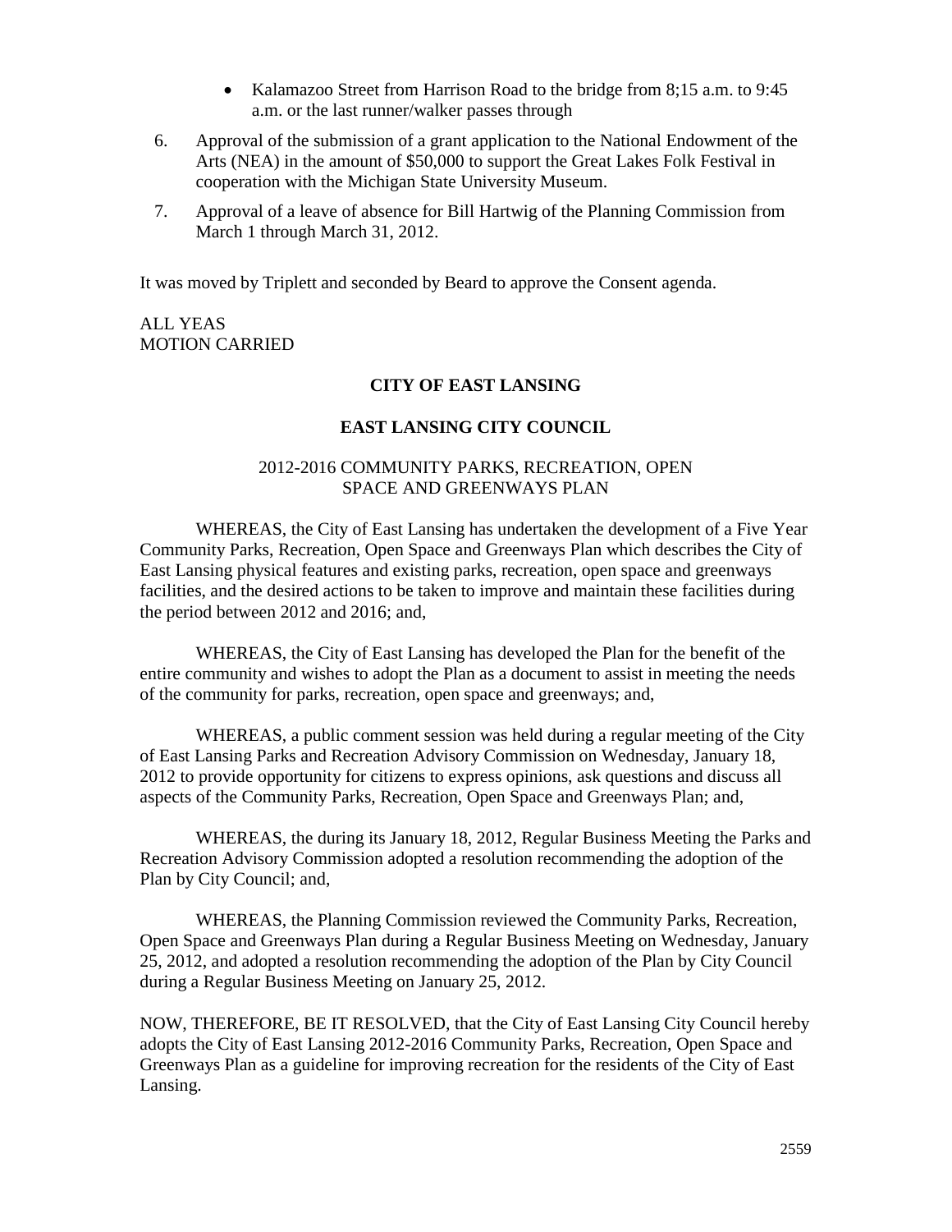- Kalamazoo Street from Harrison Road to the bridge from 8;15 a.m. to 9:45 a.m. or the last runner/walker passes through

6. Approval of the submission of a grant application to the National Endowment of the Arts (NEA) in the amount of $50,000 to support the Great Lakes Folk Festival in cooperation with the Michigan State University Museum.
7. Approval of a leave of absence for Bill Hartwig of the Planning Commission from March 1 through March 31, 2012.

It was moved by Triplett and seconded by Beard to approve the Consent agenda.

ALL YEAS
MOTION CARRIED

**CITY OF EAST LANSING**

**EAST LANSING CITY COUNCIL**

2012-2016 COMMUNITY PARKS, RECREATION, OPEN SPACE AND GREENWAYS PLAN

WHEREAS, the City of East Lansing has undertaken the development of a Five Year Community Parks, Recreation, Open Space and Greenways Plan which describes the City of East Lansing physical features and existing parks, recreation, open space and greenways facilities, and the desired actions to be taken to improve and maintain these facilities during the period between 2012 and 2016; and,

WHEREAS, the City of East Lansing has developed the Plan for the benefit of the entire community and wishes to adopt the Plan as a document to assist in meeting the needs of the community for parks, recreation, open space and greenways; and,

WHEREAS, a public comment session was held during a regular meeting of the City of East Lansing Parks and Recreation Advisory Commission on Wednesday, January 18, 2012 to provide opportunity for citizens to express opinions, ask questions and discuss all aspects of the Community Parks, Recreation, Open Space and Greenways Plan; and,

WHEREAS, the during its January 18, 2012, Regular Business Meeting the Parks and Recreation Advisory Commission adopted a resolution recommending the adoption of the Plan by City Council; and,

WHEREAS, the Planning Commission reviewed the Community Parks, Recreation, Open Space and Greenways Plan during a Regular Business Meeting on Wednesday, January 25, 2012, and adopted a resolution recommending the adoption of the Plan by City Council during a Regular Business Meeting on January 25, 2012.

NOW, THEREFORE, BE IT RESOLVED, that the City of East Lansing City Council hereby adopts the City of East Lansing 2012-2016 Community Parks, Recreation, Open Space and Greenways Plan as a guideline for improving recreation for the residents of the City of East Lansing.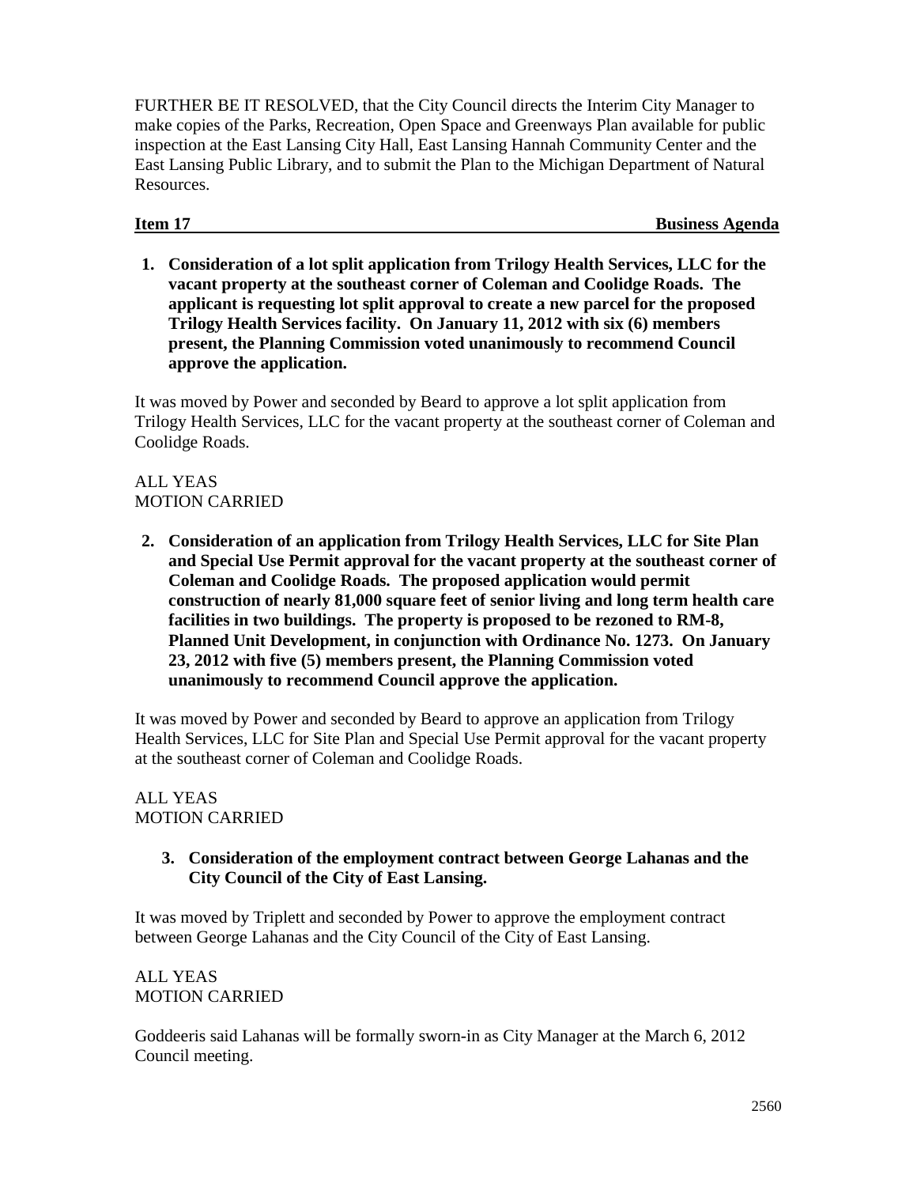FURTHER BE IT RESOLVED, that the City Council directs the Interim City Manager to make copies of the Parks, Recreation, Open Space and Greenways Plan available for public inspection at the East Lansing City Hall, East Lansing Hannah Community Center and the East Lansing Public Library, and to submit the Plan to the Michigan Department of Natural Resources.

**Item 17 Business Agenda**

1. **Consideration of a lot split application from Trilogy Health Services, LLC for the vacant property at the southeast corner of Coleman and Coolidge Roads. The applicant is requesting lot split approval to create a new parcel for the proposed Trilogy Health Services facility. On January 11, 2012 with six (6) members present, the Planning Commission voted unanimously to recommend Council approve the application.**

It was moved by Power and seconded by Beard to approve a lot split application from Trilogy Health Services, LLC for the vacant property at the southeast corner of Coleman and Coolidge Roads.

ALL YEAS
MOTION CARRIED

2. **Consideration of an application from Trilogy Health Services, LLC for Site Plan and Special Use Permit approval for the vacant property at the southeast corner of Coleman and Coolidge Roads. The proposed application would permit construction of nearly 81,000 square feet of senior living and long term health care facilities in two buildings. The property is proposed to be rezoned to RM-8, Planned Unit Development, in conjunction with Ordinance No. 1273. On January 23, 2012 with five (5) members present, the Planning Commission voted unanimously to recommend Council approve the application.**

It was moved by Power and seconded by Beard to approve an application from Trilogy Health Services, LLC for Site Plan and Special Use Permit approval for the vacant property at the southeast corner of Coleman and Coolidge Roads.

ALL YEAS
MOTION CARRIED

3. **Consideration of the employment contract between George Lahanas and the City Council of the City of East Lansing.**

It was moved by Triplett and seconded by Power to approve the employment contract between George Lahanas and the City Council of the City of East Lansing.

ALL YEAS
MOTION CARRIED

Goddeeris said Lahanas will be formally sworn-in as City Manager at the March 6, 2012 Council meeting.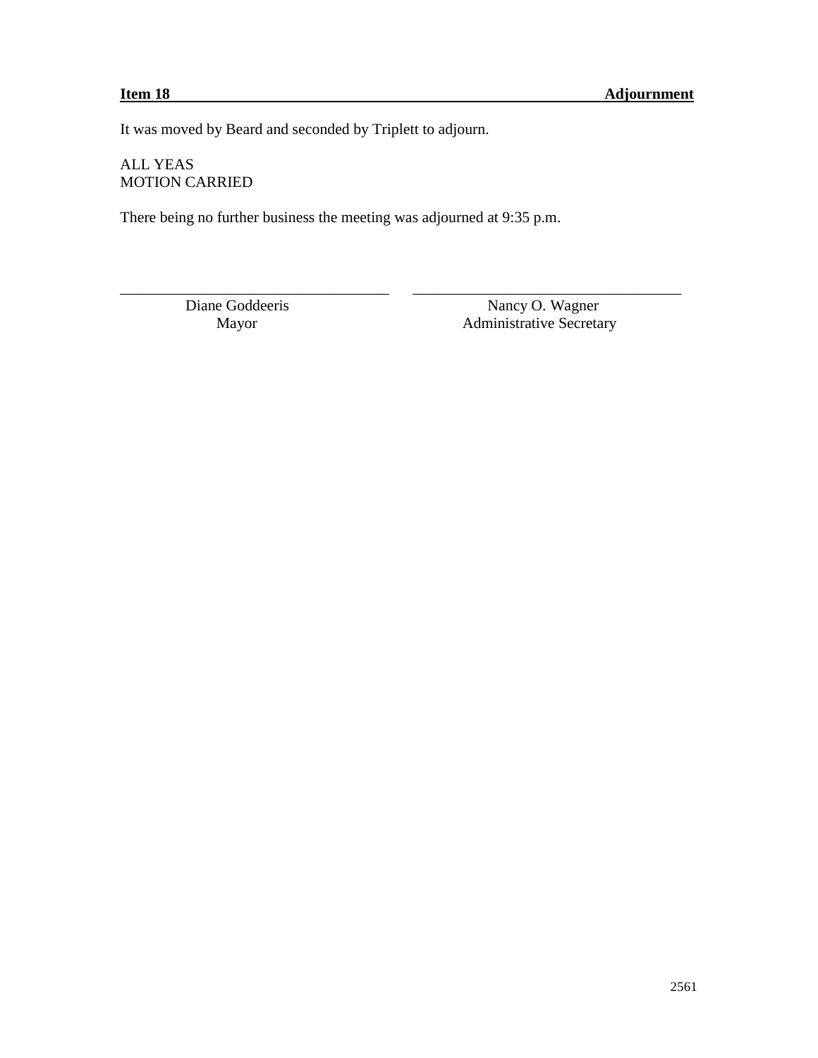**Item 18 Adjournment**

It was moved by Beard and seconded by Triplett to adjourn.

ALL YEAS
MOTION CARRIED

There being no further business the meeting was adjourned at 9:35 p.m.

| | |
|---|---|
| ___________________________________ | ___________________________________ |
| Diane Goddeeris | Nancy O. Wagner |
| Mayor | Administrative Secretary |